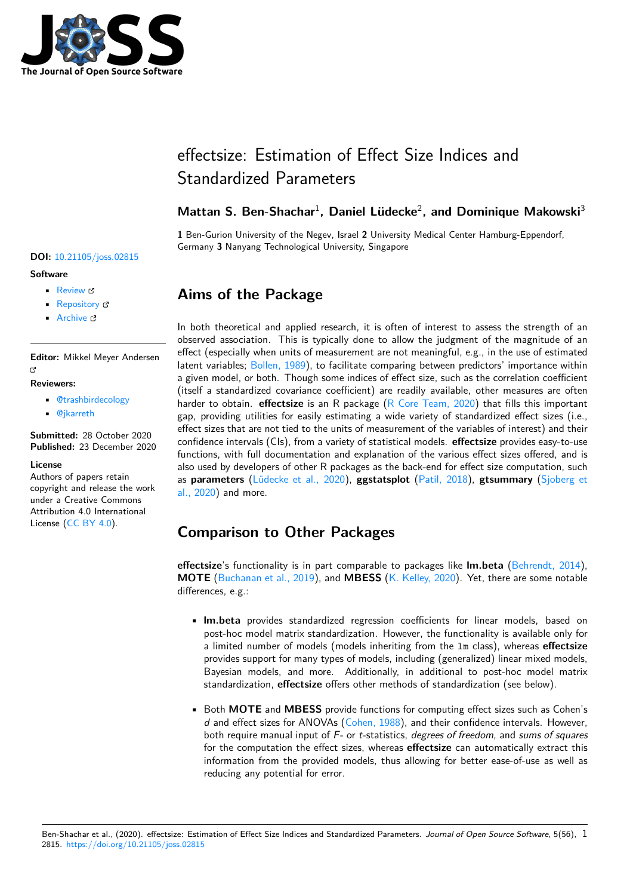# effectsize: Estimation of Effect Size Indices and Standardized Parameters

**Mattan S. Ben-Shachar**[1], **Daniel Lüdecke**[2], **and Dominique Makowski**[3]

**1** Ben-Gurion University of the Negev, Israel **2** University Medical Center Hamburg-Eppendorf, Germany **3** Nanyang Technological University, Singapore

**DOI:** 10.21105/joss.02815

**Software**

- Review
- Repository
- Archive

**Editor:** Mikkel Meyer Andersen

**Reviewers:**

- @trashbirdecology
- @jkarreth

**Submitted:** 28 October 2020
**Published:** 23 December 2020

**License**
Authors of papers retain copyright and release the work under a Creative Commons Attribution 4.0 International License (CC BY 4.0).

## Aims of the Package

In both theoretical and applied research, it is often of interest to assess the strength of an observed association. This is typically done to allow the judgment of the magnitude of an effect (especially when units of measurement are not meaningful, e.g., in the use of estimated latent variables; Bollen, 1989), to facilitate comparing between predictors' importance within a given model, or both. Though some indices of effect size, such as the correlation coefficient (itself a standardized covariance coefficient) are readily available, other measures are often harder to obtain. **effectsize** is an R package (R Core Team, 2020) that fills this important gap, providing utilities for easily estimating a wide variety of standardized effect sizes (i.e., effect sizes that are not tied to the units of measurement of the variables of interest) and their confidence intervals (CIs), from a variety of statistical models. **effectsize** provides easy-to-use functions, with full documentation and explanation of the various effect sizes offered, and is also used by developers of other R packages as the back-end for effect size computation, such as **parameters** (Lüdecke et al., 2020), **ggstatsplot** (Patil, 2018), **gtsummary** (Sjoberg et al., 2020) and more.

## Comparison to Other Packages

**effectsize**'s functionality is in part comparable to packages like **lm.beta** (Behrendt, 2014), **MOTE** (Buchanan et al., 2019), and **MBESS** (K. Kelley, 2020). Yet, there are some notable differences, e.g.:

- **lm.beta** provides standardized regression coefficients for linear models, based on post-hoc model matrix standardization. However, the functionality is available only for a limited number of models (models inheriting from the `lm` class), whereas **effectsize** provides support for many types of models, including (generalized) linear mixed models, Bayesian models, and more. Additionally, in additional to post-hoc model matrix standardization, **effectsize** offers other methods of standardization (see below).

- Both **MOTE** and **MBESS** provide functions for computing effect sizes such as Cohen's *d* and effect sizes for ANOVAs (Cohen, 1988), and their confidence intervals. However, both require manual input of *F*- or *t*-statistics, *degrees of freedom*, and *sums of squares* for the computation the effect sizes, whereas **effectsize** can automatically extract this information from the provided models, thus allowing for better ease-of-use as well as reducing any potential for error.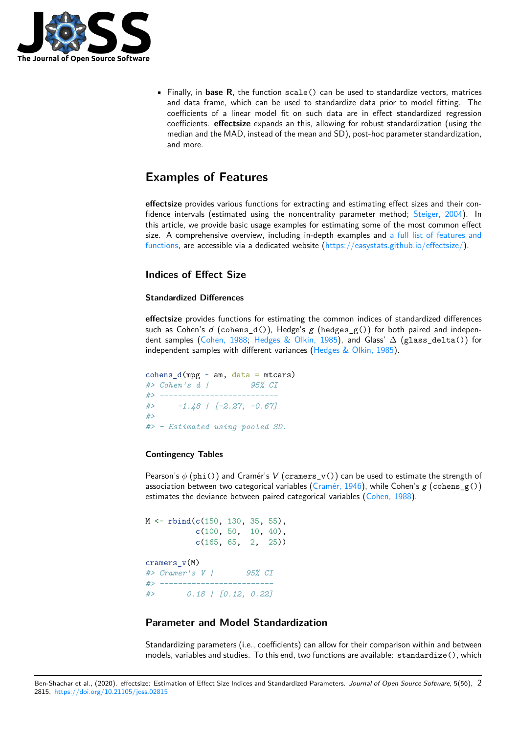- Finally, in **base R**, the function `scale()` can be used to standardize vectors, matrices and data frame, which can be used to standardize data prior to model fitting. The coefficients of a linear model fit on such data are in effect standardized regression coefficients. **effectsize** expands an this, allowing for robust standardization (using the median and the MAD, instead of the mean and SD), post-hoc parameter standardization, and more.

# Examples of Features

**effectsize** provides various functions for extracting and estimating effect sizes and their confidence intervals (estimated using the noncentrality parameter method; Steiger, 2004). In this article, we provide basic usage examples for estimating some of the most common effect size. A comprehensive overview, including in-depth examples and a full list of features and functions, are accessible via a dedicated website (https://easystats.github.io/effectsize/).

## Indices of Effect Size

### Standardized Differences

**effectsize** provides functions for estimating the common indices of standardized differences such as Cohen's $d$ (`cohens_d()`), Hedge's $g$ (`hedges_g()`) for both paired and independent samples (Cohen, 1988; Hedges & Olkin, 1985), and Glass' $\Delta$ (`glass_delta()`) for independent samples with different variances (Hedges & Olkin, 1985).

```
cohens_d(mpg ~ am, data = mtcars)
#> Cohen's d |         95% CI
#> --------------------------
#>     -1.48 | [-2.27, -0.67]
#>
#> - Estimated using pooled SD.
```

### Contingency Tables

Pearson's $\phi$ (`phi()`) and Cramér's $V$ (`cramers_v()`) can be used to estimate the strength of association between two categorical variables (Cramér, 1946), while Cohen's $g$ (`cohens_g()`) estimates the deviance between paired categorical variables (Cohen, 1988).

```
M <- rbind(c(150, 130, 35, 55),
           c(100, 50,  10, 40),
           c(165, 65,   2,  25))

cramers_v(M)
#> Cramer's V |       95% CI
#> -------------------------
#>       0.18 | [0.12, 0.22]
```

## Parameter and Model Standardization

Standardizing parameters (i.e., coefficients) can allow for their comparison within and between models, variables and studies. To this end, two functions are available: `standardize()`, which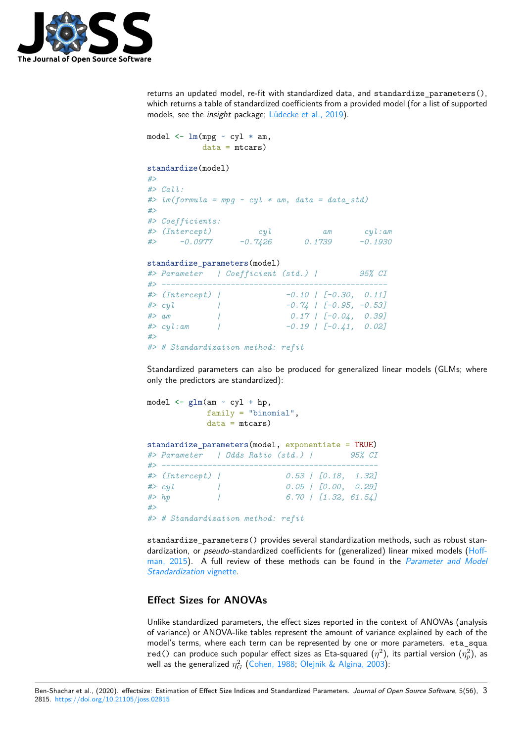returns an updated model, re-fit with standardized data, and `standardize_parameters()`, which returns a table of standardized coefficients from a provided model (for a list of supported models, see the *insight* package; Lüdecke et al., 2019).

```
model <- lm(mpg ~ cyl * am,
            data = mtcars)

standardize(model)
#>
#> Call:
#> lm(formula = mpg ~ cyl * am, data = data_std)
#>
#> Coefficients:
#> (Intercept)          cyl           am       cyl:am
#>     -0.0977      -0.7426       0.1739      -0.1930

standardize_parameters(model)
#> Parameter   | Coefficient (std.) |         95% CI
#> -------------------------------------------------
#> (Intercept) |              -0.10 | [-0.30,  0.11]
#> cyl         |              -0.74 | [-0.95, -0.53]
#> am          |               0.17 | [-0.04,  0.39]
#> cyl:am      |              -0.19 | [-0.41,  0.02]
#>
#> # Standardization method: refit
```

Standardized parameters can also be produced for generalized linear models (GLMs; where only the predictors are standardized):

```
model <- glm(am ~ cyl + hp,
             family = "binomial",
             data = mtcars)

standardize_parameters(model, exponentiate = TRUE)
#> Parameter   | Odds Ratio (std.) |        95% CI
#> -----------------------------------------------
#> (Intercept) |              0.53 | [0.18,  1.32]
#> cyl         |              0.05 | [0.00,  0.29]
#> hp          |              6.70 | [1.32, 61.54]
#>
#> # Standardization method: refit
```

`standardize_parameters()` provides several standardization methods, such as robust standardization, or *pseudo*-standardized coefficients for (generalized) linear mixed models (Hoffman, 2015). A full review of these methods can be found in the *Parameter and Model Standardization* vignette.

## Effect Sizes for ANOVAs

Unlike standardized parameters, the effect sizes reported in the context of ANOVAs (analysis of variance) or ANOVA-like tables represent the amount of variance explained by each of the model's terms, where each term can be represented by one or more parameters. `eta_squared()` can produce such popular effect sizes as Eta-squared ($\eta^2$), its partial version ($\eta^2_p$), as well as the generalized $\eta^2_G$ (Cohen, 1988; Olejnik & Algina, 2003):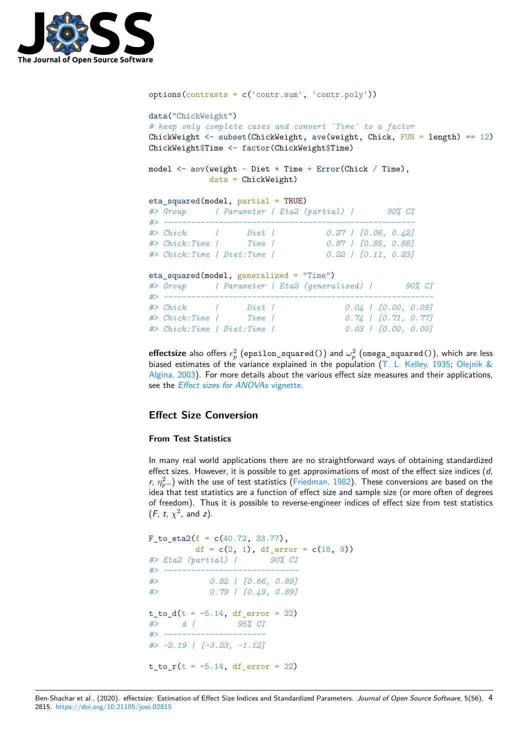```r
options(contrasts = c('contr.sum', 'contr.poly'))

data("ChickWeight")
# keep only complete cases and convert `Time` to a factor
ChickWeight <- subset(ChickWeight, ave(weight, Chick, FUN = length) == 12)
ChickWeight$Time <- factor(ChickWeight$Time)

model <- aov(weight ~ Diet * Time + Error(Chick / Time),
             data = ChickWeight)

eta_squared(model, partial = TRUE)
#> Group      | Parameter | Eta2 (partial) |       90% CI
#> -------------------------------------------------------
#> Chick      |      Diet |           0.27 | [0.06, 0.42]
#> Chick:Time |      Time |           0.87 | [0.85, 0.88]
#> Chick:Time | Diet:Time |           0.22 | [0.11, 0.23]

eta_squared(model, generalized = "Time")
#> Group      | Parameter | Eta2 (generalized) |       90% CI
#> -----------------------------------------------------------
#> Chick      |      Diet |               0.04 | [0.00, 0.09]
#> Chick:Time |      Time |               0.74 | [0.71, 0.77]
#> Chick:Time | Diet:Time |               0.03 | [0.00, 0.00]
```

**effectsize** also offers $\epsilon_p^2$ (`epsilon_squared()`) and $\omega_p^2$ (`omega_squared()`), which are less biased estimates of the variance explained in the population (T. L. Kelley, 1935; Olejnik & Algina, 2003). For more details about the various effect size measures and their applications, see the *Effect sizes for ANOVAs* vignette.

## Effect Size Conversion

### From Test Statistics

In many real world applications there are no straightforward ways of obtaining standardized effect sizes. However, it is possible to get approximations of most of the effect size indices ($d$, $r$, $\eta_p^2$...) with the use of test statistics (Friedman, 1982). These conversions are based on the idea that test statistics are a function of effect size and sample size (or more often of degrees of freedom). Thus it is possible to reverse-engineer indices of effect size from test statistics ($F$, $t$, $\chi^2$, and $z$).

```r
F_to_eta2(f = c(40.72, 33.77),
          df = c(2, 1), df_error = c(18, 9))
#> Eta2 (partial) |       90% CI
#> -----------------------------
#>           0.82 | [0.66, 0.89]
#>           0.79 | [0.49, 0.89]

t_to_d(t = -5.14, df_error = 22)
#>     d |         95% CI
#> ----------------------
#> -2.19 | [-3.23, -1.12]

t_to_r(t = -5.14, df_error = 22)
```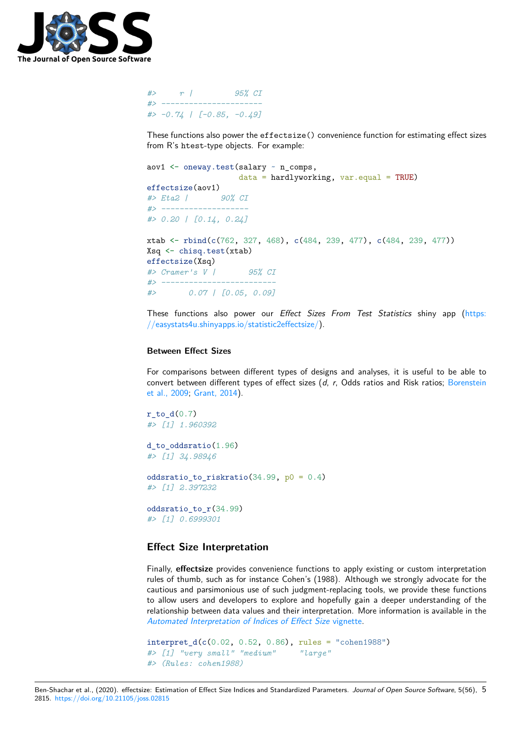```
#>     r |         95% CI
#> ----------------------
#> -0.74 | [-0.85, -0.49]
```

These functions also power the `effectsize()` convenience function for estimating effect sizes from R's `htest`-type objects. For example:

```
aov1 <- oneway.test(salary ~ n_comps,
                    data = hardlyworking, var.equal = TRUE)
effectsize(aov1)
#> Eta2 |       90% CI
#> -------------------
#> 0.20 | [0.14, 0.24]

xtab <- rbind(c(762, 327, 468), c(484, 239, 477), c(484, 239, 477))
Xsq <- chisq.test(xtab)
effectsize(Xsq)
#> Cramer's V |       95% CI
#> -------------------------
#>       0.07 | [0.05, 0.09]
```

These functions also power our *Effect Sizes From Test Statistics* shiny app (https://easystats4u.shinyapps.io/statistic2effectsize/).

### Between Effect Sizes

For comparisons between different types of designs and analyses, it is useful to be able to convert between different types of effect sizes (*d*, *r*, Odds ratios and Risk ratios; Borenstein et al., 2009; Grant, 2014).

```
r_to_d(0.7)
#> [1] 1.960392

d_to_oddsratio(1.96)
#> [1] 34.98946

oddsratio_to_riskratio(34.99, p0 = 0.4)
#> [1] 2.397232

oddsratio_to_r(34.99)
#> [1] 0.6999301
```

## Effect Size Interpretation

Finally, **effectsize** provides convenience functions to apply existing or custom interpretation rules of thumb, such as for instance Cohen's (1988). Although we strongly advocate for the cautious and parsimonious use of such judgment-replacing tools, we provide these functions to allow users and developers to explore and hopefully gain a deeper understanding of the relationship between data values and their interpretation. More information is available in the *Automated Interpretation of Indices of Effect Size* vignette.

```
interpret_d(c(0.02, 0.52, 0.86), rules = "cohen1988")
#> [1] "very small" "medium"     "large"
#> (Rules: cohen1988)
```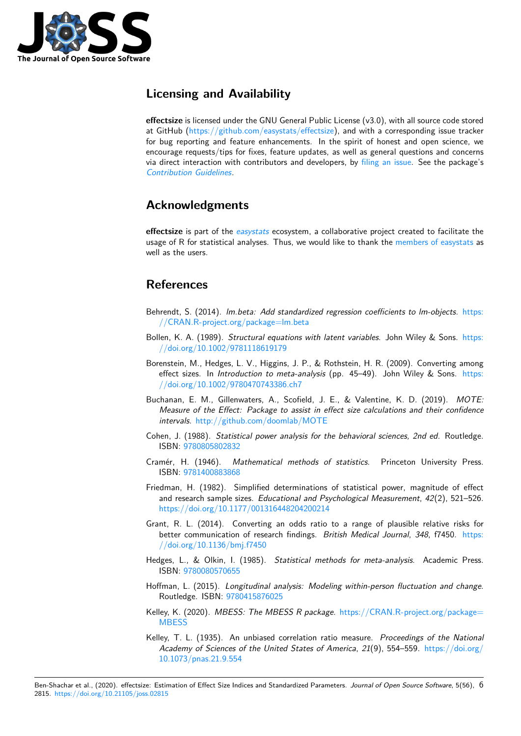## Licensing and Availability

**effectsize** is licensed under the GNU General Public License (v3.0), with all source code stored at GitHub (https://github.com/easystats/effectsize), and with a corresponding issue tracker for bug reporting and feature enhancements. In the spirit of honest and open science, we encourage requests/tips for fixes, feature updates, as well as general questions and concerns via direct interaction with contributors and developers, by filing an issue. See the package's *Contribution Guidelines*.

## Acknowledgments

**effectsize** is part of the *easystats* ecosystem, a collaborative project created to facilitate the usage of R for statistical analyses. Thus, we would like to thank the members of easystats as well as the users.

## References

Behrendt, S. (2014). *lm.beta: Add standardized regression coefficients to lm-objects*. https://CRAN.R-project.org/package=lm.beta

Bollen, K. A. (1989). *Structural equations with latent variables*. John Wiley & Sons. https://doi.org/10.1002/9781118619179

Borenstein, M., Hedges, L. V., Higgins, J. P., & Rothstein, H. R. (2009). Converting among effect sizes. In *Introduction to meta-analysis* (pp. 45–49). John Wiley & Sons. https://doi.org/10.1002/9780470743386.ch7

Buchanan, E. M., Gillenwaters, A., Scofield, J. E., & Valentine, K. D. (2019). *MOTE: Measure of the Effect: Package to assist in effect size calculations and their confidence intervals*. http://github.com/doomlab/MOTE

Cohen, J. (1988). *Statistical power analysis for the behavioral sciences, 2nd ed.* Routledge. ISBN: 9780805802832

Cramér, H. (1946). *Mathematical methods of statistics*. Princeton University Press. ISBN: 9781400883868

Friedman, H. (1982). Simplified determinations of statistical power, magnitude of effect and research sample sizes. *Educational and Psychological Measurement*, *42*(2), 521–526. https://doi.org/10.1177/001316448204200214

Grant, R. L. (2014). Converting an odds ratio to a range of plausible relative risks for better communication of research findings. *British Medical Journal*, *348*, f7450. https://doi.org/10.1136/bmj.f7450

Hedges, L., & Olkin, I. (1985). *Statistical methods for meta-analysis*. Academic Press. ISBN: 9780080570655

Hoffman, L. (2015). *Longitudinal analysis: Modeling within-person fluctuation and change*. Routledge. ISBN: 9780415876025

Kelley, K. (2020). *MBESS: The MBESS R package*. https://CRAN.R-project.org/package=MBESS

Kelley, T. L. (1935). An unbiased correlation ratio measure. *Proceedings of the National Academy of Sciences of the United States of America*, *21*(9), 554–559. https://doi.org/10.1073/pnas.21.9.554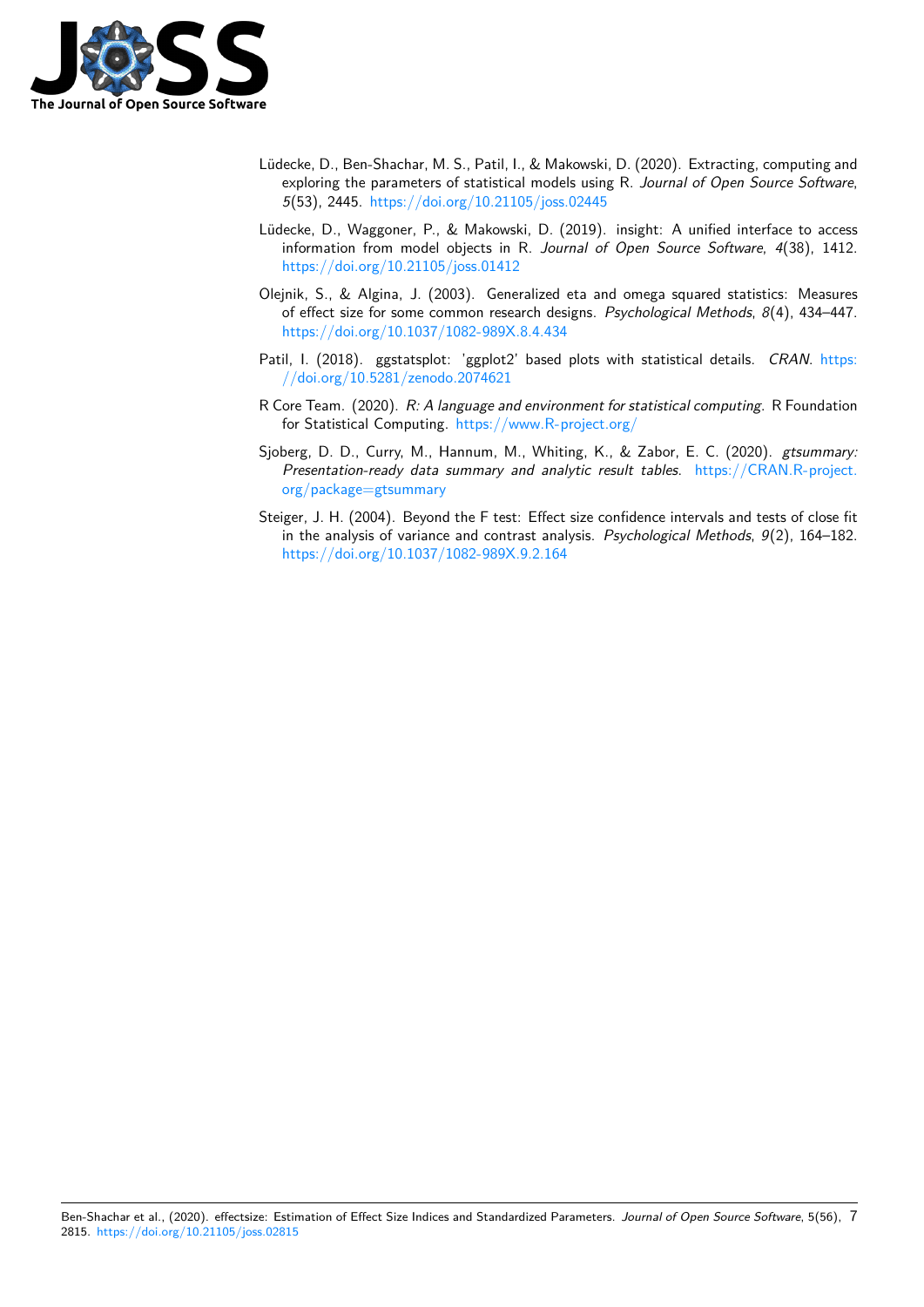Lüdecke, D., Ben-Shachar, M. S., Patil, I., & Makowski, D. (2020). Extracting, computing and exploring the parameters of statistical models using R. *Journal of Open Source Software*, *5*(53), 2445. https://doi.org/10.21105/joss.02445

Lüdecke, D., Waggoner, P., & Makowski, D. (2019). insight: A unified interface to access information from model objects in R. *Journal of Open Source Software*, *4*(38), 1412. https://doi.org/10.21105/joss.01412

Olejnik, S., & Algina, J. (2003). Generalized eta and omega squared statistics: Measures of effect size for some common research designs. *Psychological Methods*, *8*(4), 434–447. https://doi.org/10.1037/1082-989X.8.4.434

Patil, I. (2018). ggstatsplot: 'ggplot2' based plots with statistical details. *CRAN*. https://doi.org/10.5281/zenodo.2074621

R Core Team. (2020). *R: A language and environment for statistical computing*. R Foundation for Statistical Computing. https://www.R-project.org/

Sjoberg, D. D., Curry, M., Hannum, M., Whiting, K., & Zabor, E. C. (2020). *gtsummary: Presentation-ready data summary and analytic result tables*. https://CRAN.R-project.org/package=gtsummary

Steiger, J. H. (2004). Beyond the F test: Effect size confidence intervals and tests of close fit in the analysis of variance and contrast analysis. *Psychological Methods*, *9*(2), 164–182. https://doi.org/10.1037/1082-989X.9.2.164